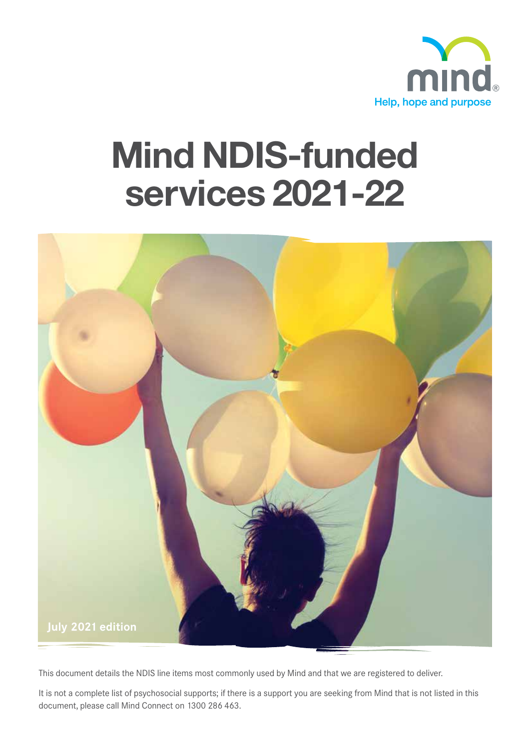mind

Help, hope and purpose

# Mind NDIS-funded services 2021-22

July 2021 edition

This document details the NDIS line items most commonly used by Mind and that we are registered to deliver.

It is not a complete list of psychosocial supports; if there is a support you are seeking from Mind that is not listed in this document, please call Mind Connect on 1300 286 463.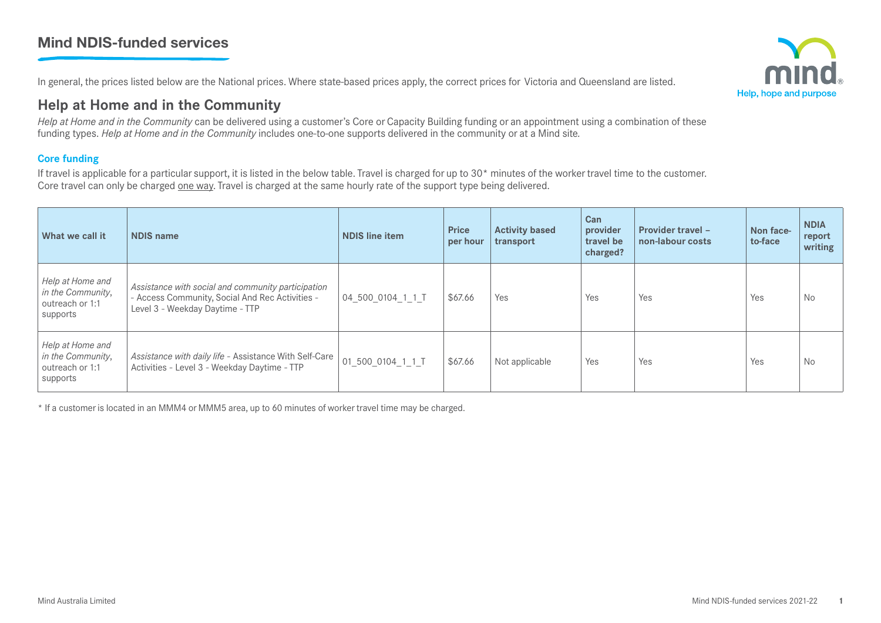# Mind NDIS-funded services

In general, the prices listed below are the National prices. Where state-based prices apply, the correct prices for Victoria and Queensland are listed.

## Help at Home and in the Community

*Help at Home and in the Community* can be delivered using a customer's Core or Capacity Building funding or an appointment using a combination of these funding types. *Help at Home and in the Community* includes one-to-one supports delivered in the community or at a Mind site.

### Core funding

If travel is applicable for a particular support, it is listed in the below table. Travel is charged for up to 30* minutes of the worker travel time to the customer. Core travel can only be charged one way. Travel is charged at the same hourly rate of the support type being delivered.

| What we call it | NDIS name | NDIS line item | Price per hour | Activity based transport | Can provider travel be charged? | Provider travel – non-labour costs | Non face-to-face | NDIA report writing |
|---|---|---|---|---|---|---|---|---|
| *Help at Home and in the Community*, outreach or 1:1 supports | *Assistance with social and community participation* - Access Community, Social And Rec Activities - Level 3 - Weekday Daytime - TTP | 04_500_0104_1_1_T | $67.66 | Yes | Yes | Yes | Yes | No |
| *Help at Home and in the Community*, outreach or 1:1 supports | *Assistance with daily life* - Assistance With Self-Care Activities - Level 3 - Weekday Daytime - TTP | 01_500_0104_1_1_T | $67.66 | Not applicable | Yes | Yes | Yes | No |

* If a customer is located in an MMM4 or MMM5 area, up to 60 minutes of worker travel time may be charged.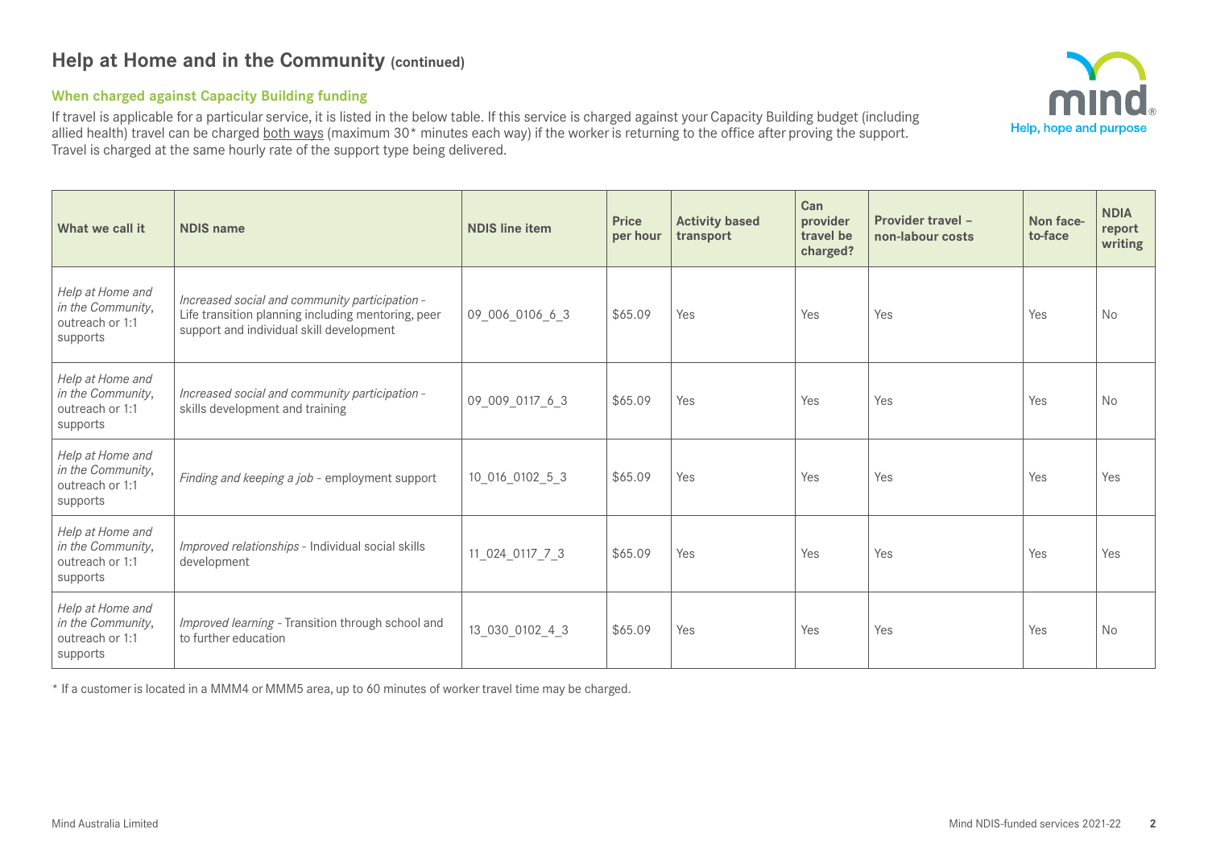## Help at Home and in the Community (continued)

### When charged against Capacity Building funding

If travel is applicable for a particular service, it is listed in the below table. If this service is charged against your Capacity Building budget (including allied health) travel can be charged both ways (maximum 30* minutes each way) if the worker is returning to the office after proving the support. Travel is charged at the same hourly rate of the support type being delivered.

| What we call it | NDIS name | NDIS line item | Price per hour | Activity based transport | Can provider travel be charged? | Provider travel – non-labour costs | Non face-to-face | NDIA report writing |
|---|---|---|---|---|---|---|---|---|
| *Help at Home and in the Community*, outreach or 1:1 supports | *Increased social and community participation* - Life transition planning including mentoring, peer support and individual skill development | 09_006_0106_6_3 | $65.09 | Yes | Yes | Yes | Yes | No |
| *Help at Home and in the Community*, outreach or 1:1 supports | *Increased social and community participation* - skills development and training | 09_009_0117_6_3 | $65.09 | Yes | Yes | Yes | Yes | No |
| *Help at Home and in the Community*, outreach or 1:1 supports | *Finding and keeping a job* - employment support | 10_016_0102_5_3 | $65.09 | Yes | Yes | Yes | Yes | Yes |
| *Help at Home and in the Community*, outreach or 1:1 supports | *Improved relationships* - Individual social skills development | 11_024_0117_7_3 | $65.09 | Yes | Yes | Yes | Yes | Yes |
| *Help at Home and in the Community*, outreach or 1:1 supports | *Improved learning* - Transition through school and to further education | 13_030_0102_4_3 | $65.09 | Yes | Yes | Yes | Yes | No |

\* If a customer is located in a MMM4 or MMM5 area, up to 60 minutes of worker travel time may be charged.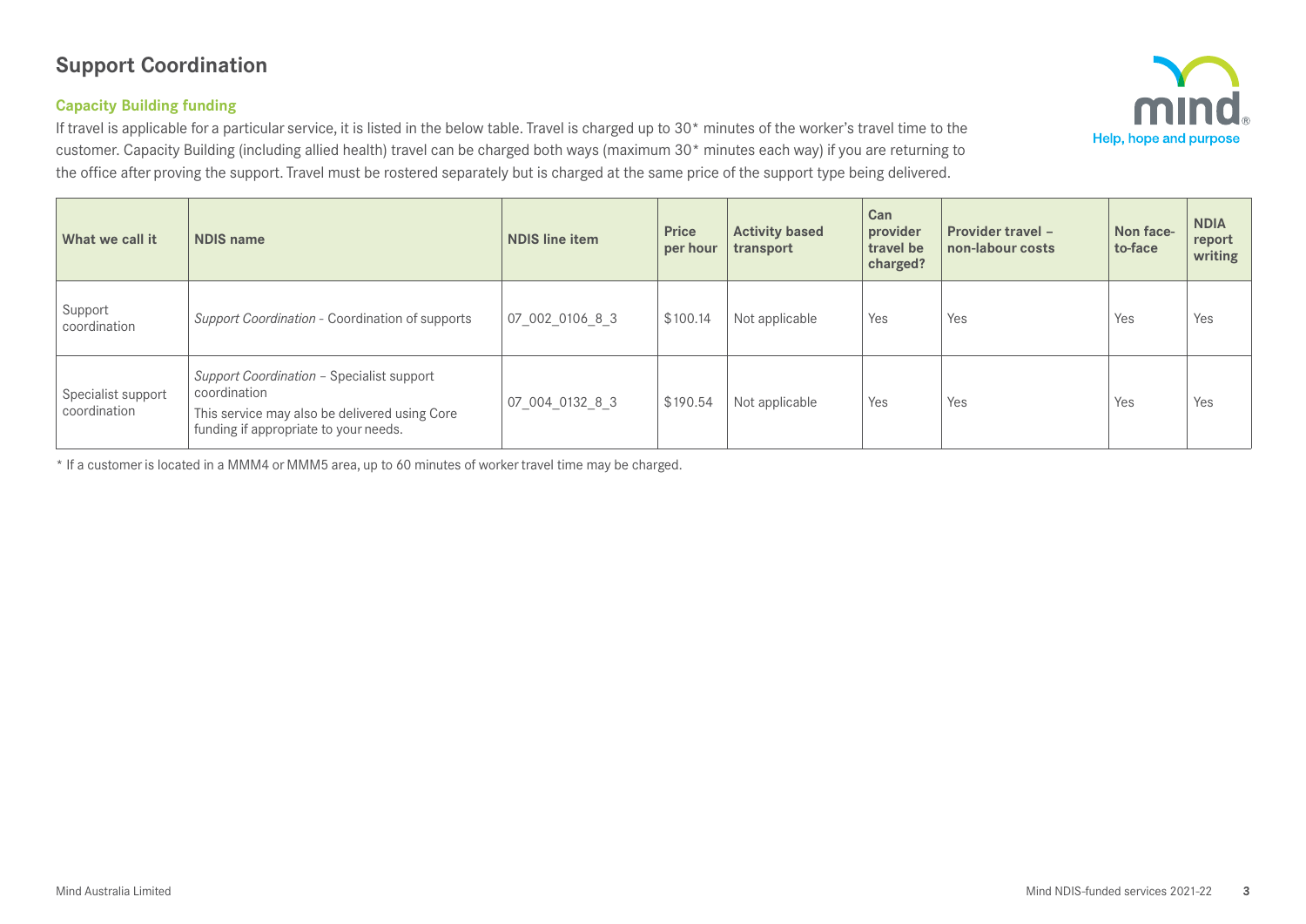# Support Coordination

## Capacity Building funding

If travel is applicable for a particular service, it is listed in the below table. Travel is charged up to 30* minutes of the worker's travel time to the customer. Capacity Building (including allied health) travel can be charged both ways (maximum 30* minutes each way) if you are returning to the office after proving the support. Travel must be rostered separately but is charged at the same price of the support type being delivered.

| What we call it | NDIS name | NDIS line item | Price per hour | Activity based transport | Can provider travel be charged? | Provider travel – non-labour costs | Non face-to-face | NDIA report writing |
|---|---|---|---|---|---|---|---|---|
| Support coordination | *Support Coordination* - Coordination of supports | 07_002_0106_8_3 | $100.14 | Not applicable | Yes | Yes | Yes | Yes |
| Specialist support coordination | *Support Coordination* – Specialist support coordination<br>This service may also be delivered using Core funding if appropriate to your needs. | 07_004_0132_8_3 | $190.54 | Not applicable | Yes | Yes | Yes | Yes |

\* If a customer is located in a MMM4 or MMM5 area, up to 60 minutes of worker travel time may be charged.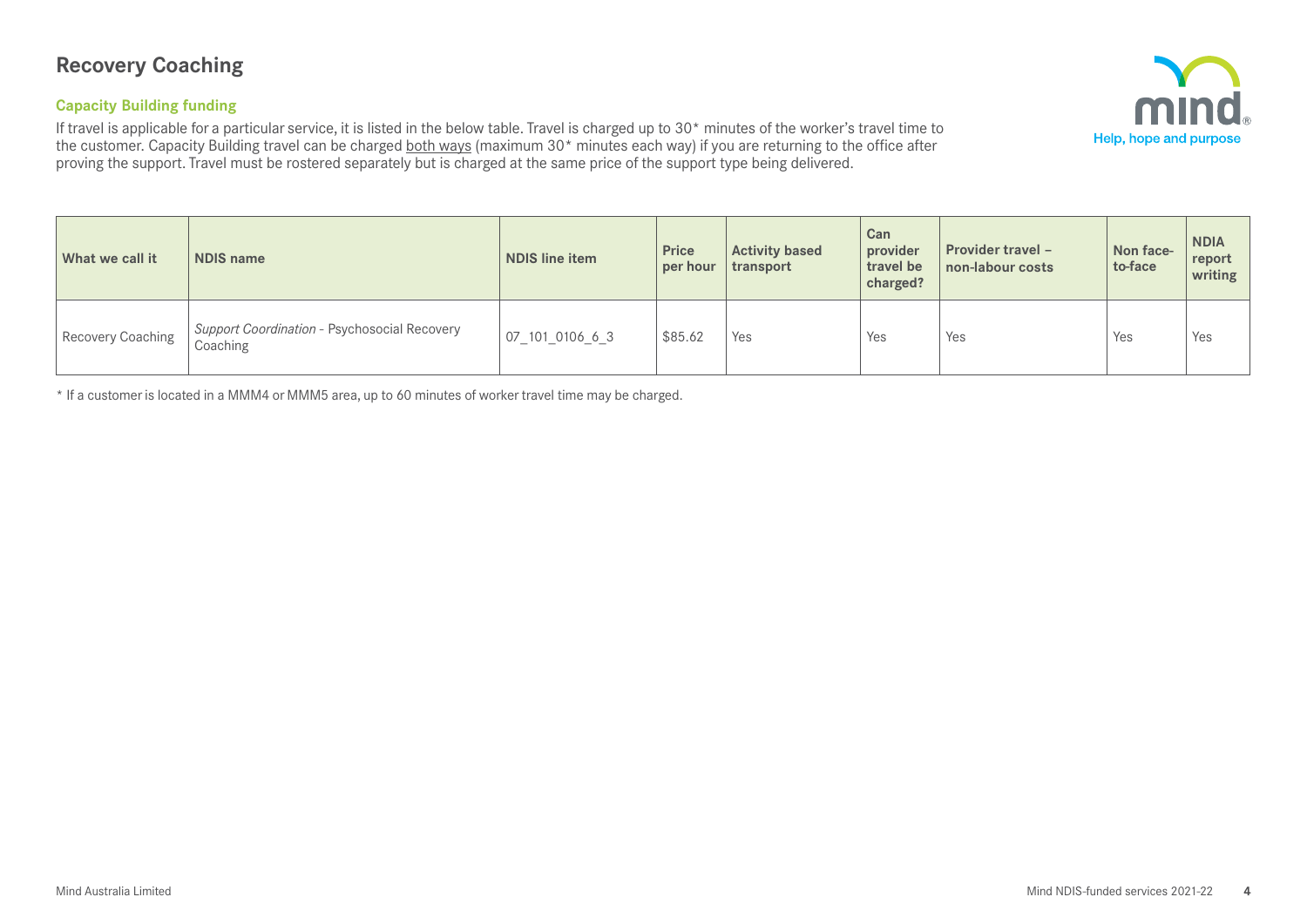# Recovery Coaching

### Capacity Building funding

If travel is applicable for a particular service, it is listed in the below table. Travel is charged up to 30* minutes of the worker's travel time to the customer. Capacity Building travel can be charged both ways (maximum 30* minutes each way) if you are returning to the office after proving the support. Travel must be rostered separately but is charged at the same price of the support type being delivered.

| What we call it | NDIS name | NDIS line item | Price per hour | Activity based transport | Can provider travel be charged? | Provider travel – non-labour costs | Non face-to-face | NDIA report writing |
|---|---|---|---|---|---|---|---|---|
| Recovery Coaching | *Support Coordination* - Psychosocial Recovery Coaching | 07_101_0106_6_3 | $85.62 | Yes | Yes | Yes | Yes | Yes |

* If a customer is located in a MMM4 or MMM5 area, up to 60 minutes of worker travel time may be charged.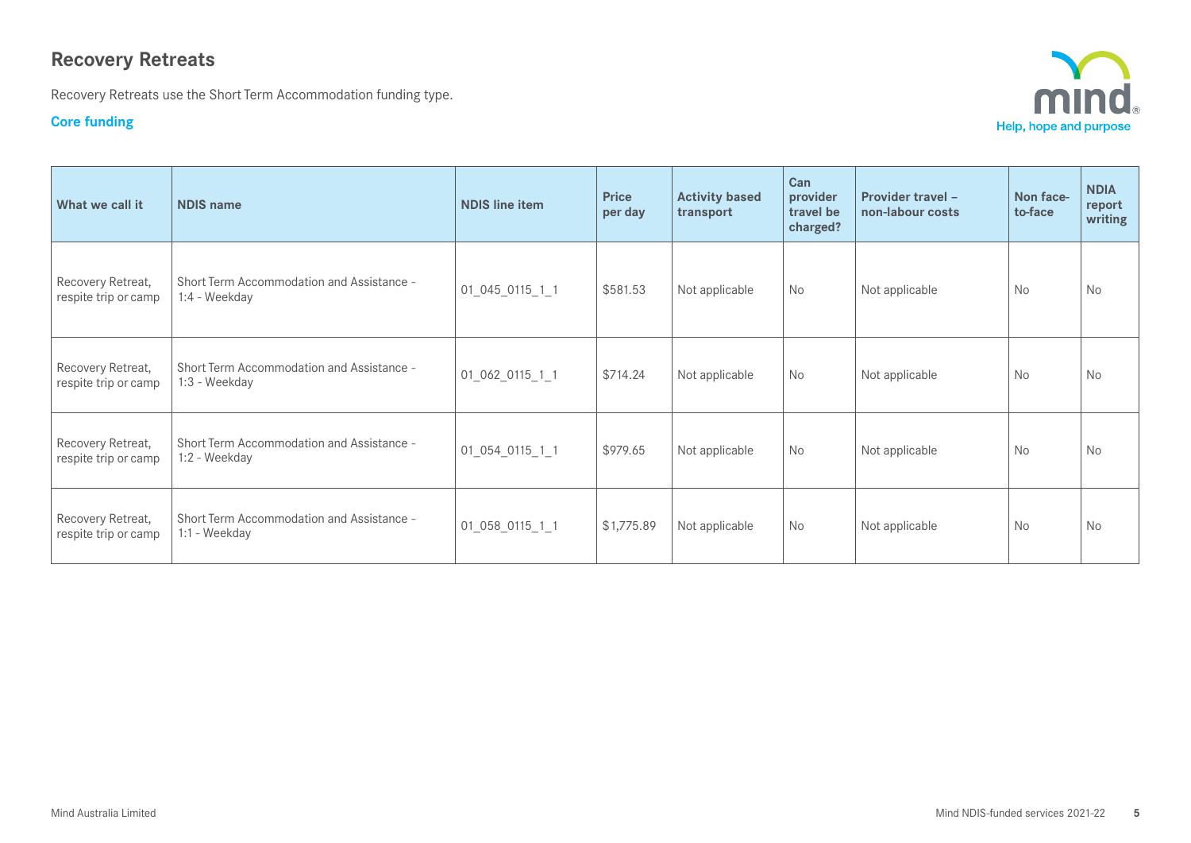## Recovery Retreats

Recovery Retreats use the Short Term Accommodation funding type.

### Core funding

| What we call it | NDIS name | NDIS line item | Price per day | Activity based transport | Can provider travel be charged? | Provider travel – non-labour costs | Non face-to-face | NDIA report writing |
|---|---|---|---|---|---|---|---|---|
| Recovery Retreat, respite trip or camp | Short Term Accommodation and Assistance - 1:4 - Weekday | 01_045_0115_1_1 | $581.53 | Not applicable | No | Not applicable | No | No |
| Recovery Retreat, respite trip or camp | Short Term Accommodation and Assistance - 1:3 - Weekday | 01_062_0115_1_1 | $714.24 | Not applicable | No | Not applicable | No | No |
| Recovery Retreat, respite trip or camp | Short Term Accommodation and Assistance - 1:2 - Weekday | 01_054_0115_1_1 | $979.65 | Not applicable | No | Not applicable | No | No |
| Recovery Retreat, respite trip or camp | Short Term Accommodation and Assistance - 1:1 - Weekday | 01_058_0115_1_1 | $1,775.89 | Not applicable | No | Not applicable | No | No |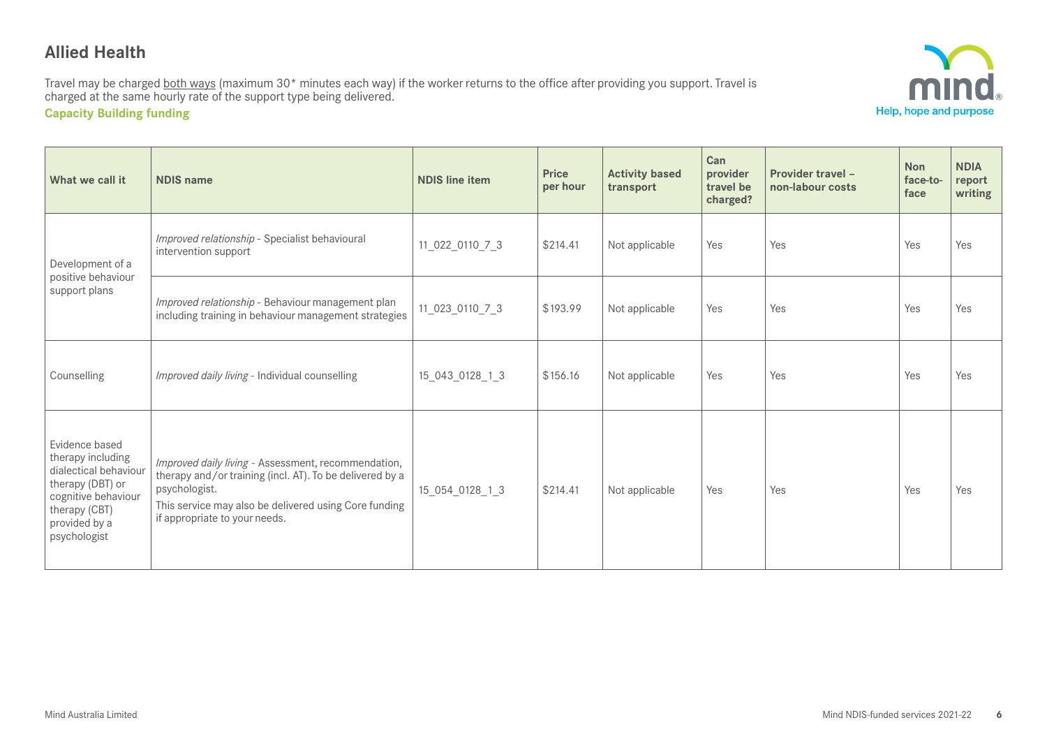## Allied Health

Travel may be charged both ways (maximum 30* minutes each way) if the worker returns to the office after providing you support. Travel is charged at the same hourly rate of the support type being delivered.

### Capacity Building funding

| What we call it | NDIS name | NDIS line item | Price per hour | Activity based transport | Can provider travel be charged? | Provider travel – non-labour costs | Non face-to-face | NDIA report writing |
|---|---|---|---|---|---|---|---|---|
| Development of a positive behaviour support plans | *Improved relationship* - Specialist behavioural intervention support | 11_022_0110_7_3 | $214.41 | Not applicable | Yes | Yes | Yes | Yes |
| | *Improved relationship* - Behaviour management plan including training in behaviour management strategies | 11_023_0110_7_3 | $193.99 | Not applicable | Yes | Yes | Yes | Yes |
| Counselling | *Improved daily living* - Individual counselling | 15_043_0128_1_3 | $156.16 | Not applicable | Yes | Yes | Yes | Yes |
| Evidence based therapy including dialectical behaviour therapy (DBT) or cognitive behaviour therapy (CBT) provided by a psychologist | *Improved daily living* - Assessment, recommendation, therapy and/or training (incl. AT). To be delivered by a psychologist. This service may also be delivered using Core funding if appropriate to your needs. | 15_054_0128_1_3 | $214.41 | Not applicable | Yes | Yes | Yes | Yes |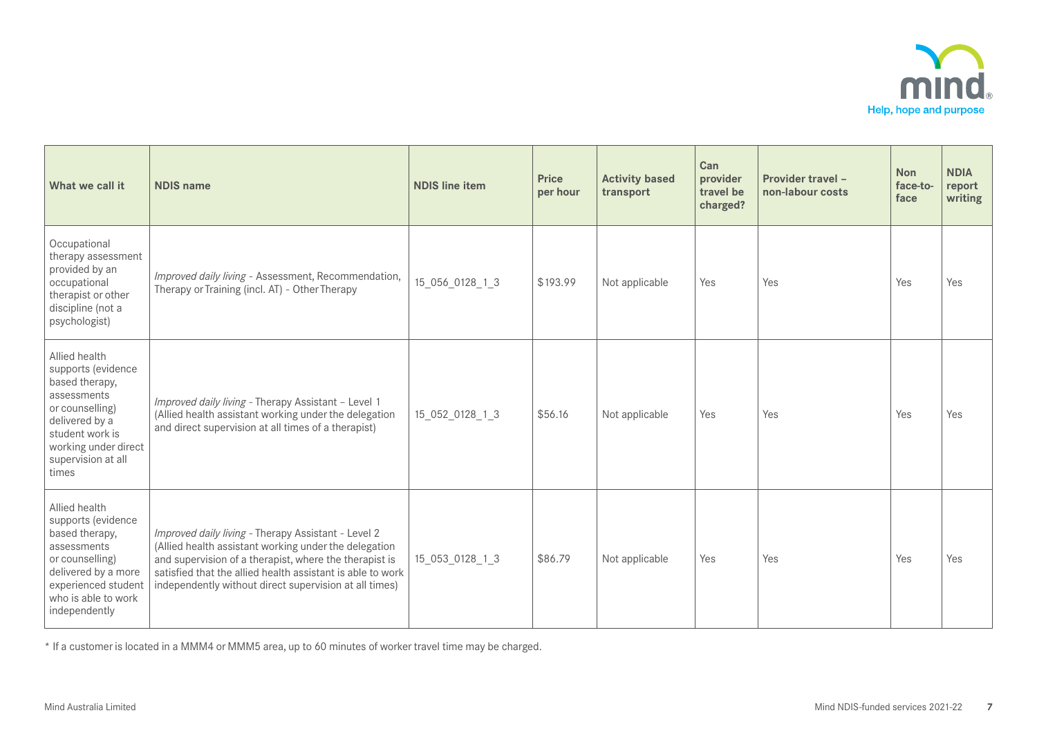| What we call it | NDIS name | NDIS line item | Price per hour | Activity based transport | Can provider travel be charged? | Provider travel – non-labour costs | Non face-to-face | NDIA report writing |
|---|---|---|---|---|---|---|---|---|
| Occupational therapy assessment provided by an occupational therapist or other discipline (not a psychologist) | *Improved daily living* - Assessment, Recommendation, Therapy or Training (incl. AT) - Other Therapy | 15_056_0128_1_3 | $193.99 | Not applicable | Yes | Yes | Yes | Yes |
| Allied health supports (evidence based therapy, assessments or counselling) delivered by a student work is working under direct supervision at all times | *Improved daily living* - Therapy Assistant – Level 1 (Allied health assistant working under the delegation and direct supervision at all times of a therapist) | 15_052_0128_1_3 | $56.16 | Not applicable | Yes | Yes | Yes | Yes |
| Allied health supports (evidence based therapy, assessments or counselling) delivered by a more experienced student who is able to work independently | *Improved daily living* - Therapy Assistant - Level 2 (Allied health assistant working under the delegation and supervision of a therapist, where the therapist is satisfied that the allied health assistant is able to work independently without direct supervision at all times) | 15_053_0128_1_3 | $86.79 | Not applicable | Yes | Yes | Yes | Yes |

* If a customer is located in a MMM4 or MMM5 area, up to 60 minutes of worker travel time may be charged.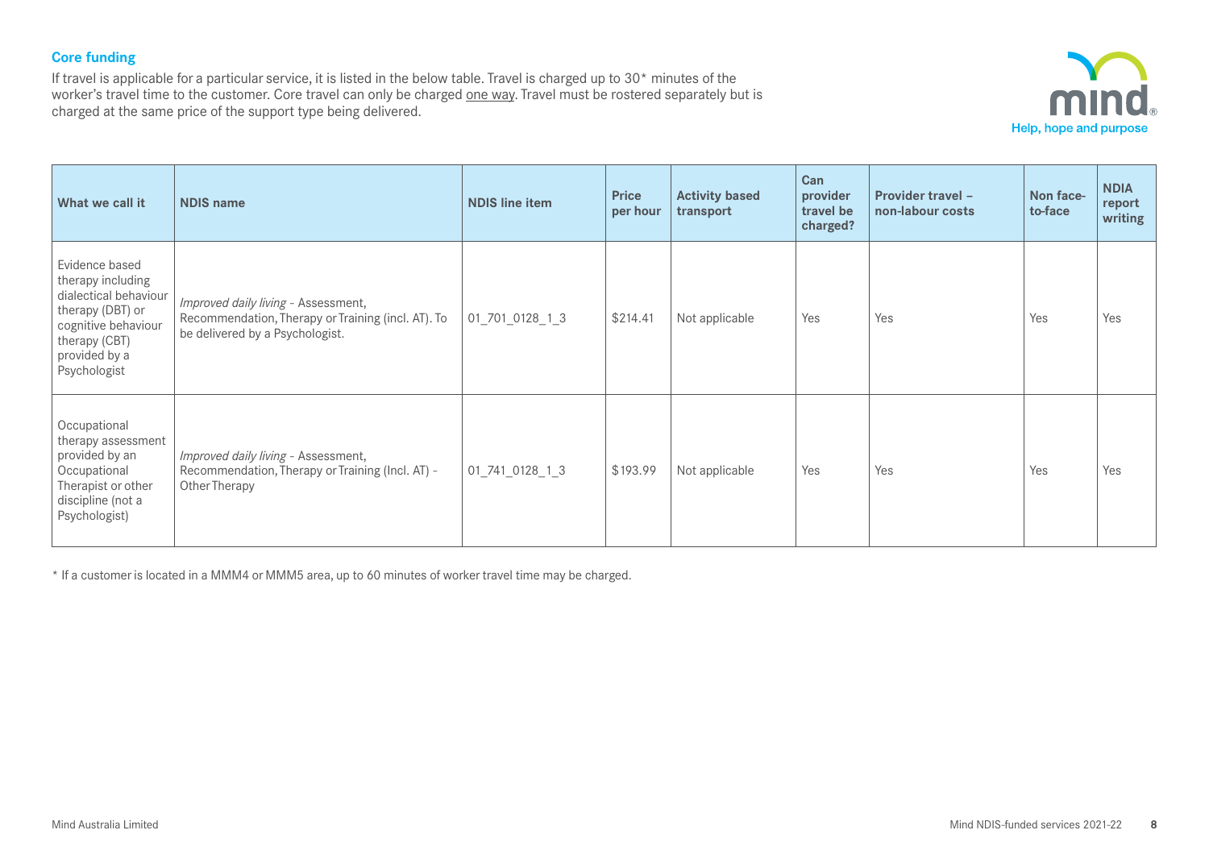## Core funding

If travel is applicable for a particular service, it is listed in the below table. Travel is charged up to 30* minutes of the worker's travel time to the customer. Core travel can only be charged one way. Travel must be rostered separately but is charged at the same price of the support type being delivered.

| What we call it | NDIS name | NDIS line item | Price per hour | Activity based transport | Can provider travel be charged? | Provider travel – non-labour costs | Non face-to-face | NDIA report writing |
|---|---|---|---|---|---|---|---|---|
| Evidence based therapy including dialectical behaviour therapy (DBT) or cognitive behaviour therapy (CBT) provided by a Psychologist | *Improved daily living* - Assessment, Recommendation, Therapy or Training (incl. AT). To be delivered by a Psychologist. | 01_701_0128_1_3 | $214.41 | Not applicable | Yes | Yes | Yes | Yes |
| Occupational therapy assessment provided by an Occupational Therapist or other discipline (not a Psychologist) | *Improved daily living* - Assessment, Recommendation, Therapy or Training (Incl. AT) - Other Therapy | 01_741_0128_1_3 | $193.99 | Not applicable | Yes | Yes | Yes | Yes |

* If a customer is located in a MMM4 or MMM5 area, up to 60 minutes of worker travel time may be charged.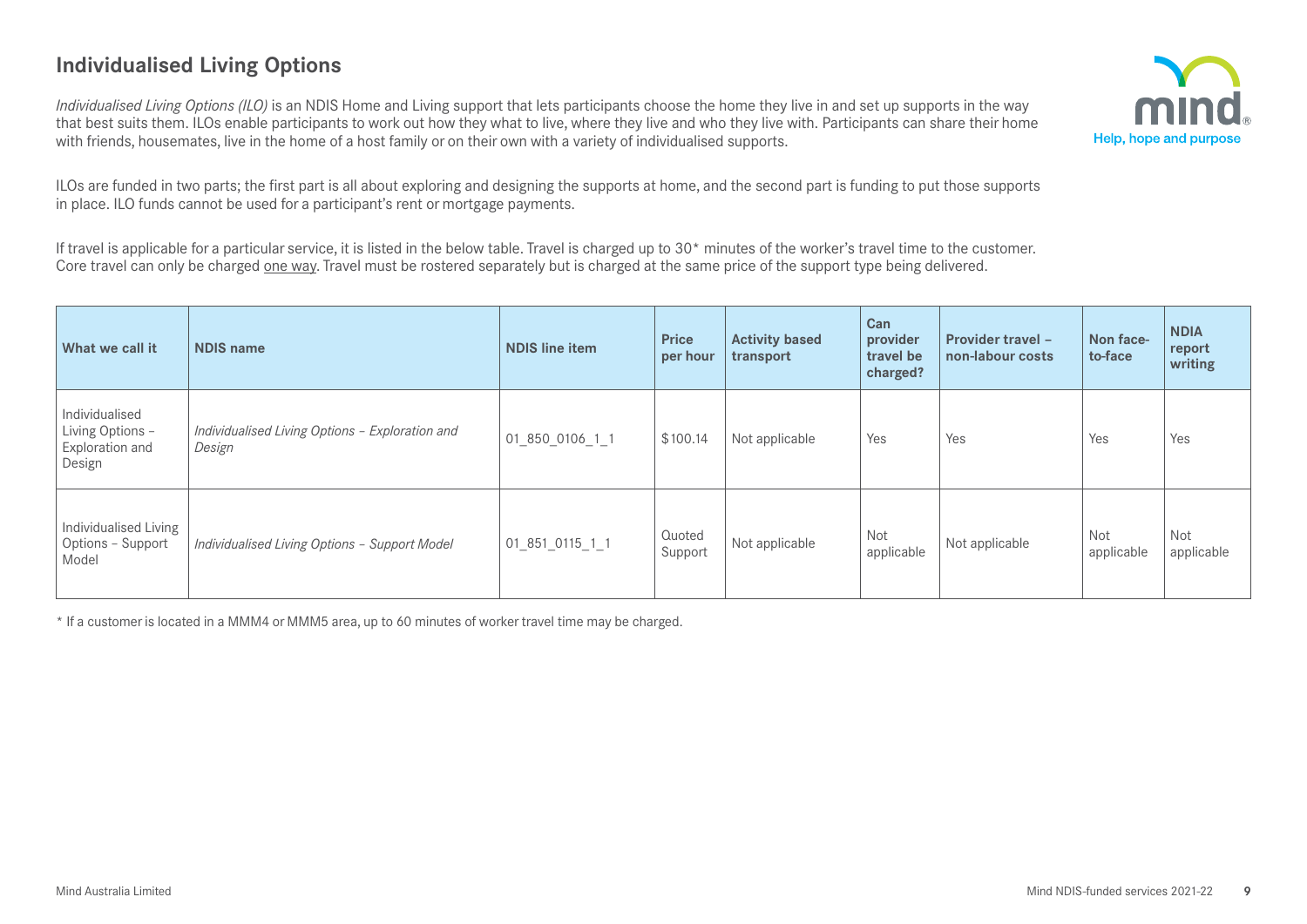## Individualised Living Options

*Individualised Living Options (ILO)* is an NDIS Home and Living support that lets participants choose the home they live in and set up supports in the way that best suits them. ILOs enable participants to work out how they what to live, where they live and who they live with. Participants can share their home with friends, housemates, live in the home of a host family or on their own with a variety of individualised supports.

ILOs are funded in two parts; the first part is all about exploring and designing the supports at home, and the second part is funding to put those supports in place. ILO funds cannot be used for a participant's rent or mortgage payments.

If travel is applicable for a particular service, it is listed in the below table. Travel is charged up to 30* minutes of the worker's travel time to the customer. Core travel can only be charged one way. Travel must be rostered separately but is charged at the same price of the support type being delivered.

| What we call it | NDIS name | NDIS line item | Price per hour | Activity based transport | Can provider travel be charged? | Provider travel – non-labour costs | Non face-to-face | NDIA report writing |
|---|---|---|---|---|---|---|---|---|
| Individualised Living Options – Exploration and Design | *Individualised Living Options – Exploration and Design* | 01_850_0106_1_1 | $100.14 | Not applicable | Yes | Yes | Yes | Yes |
| Individualised Living Options – Support Model | *Individualised Living Options – Support Model* | 01_851_0115_1_1 | Quoted Support | Not applicable | Not applicable | Not applicable | Not applicable | Not applicable |

\* If a customer is located in a MMM4 or MMM5 area, up to 60 minutes of worker travel time may be charged.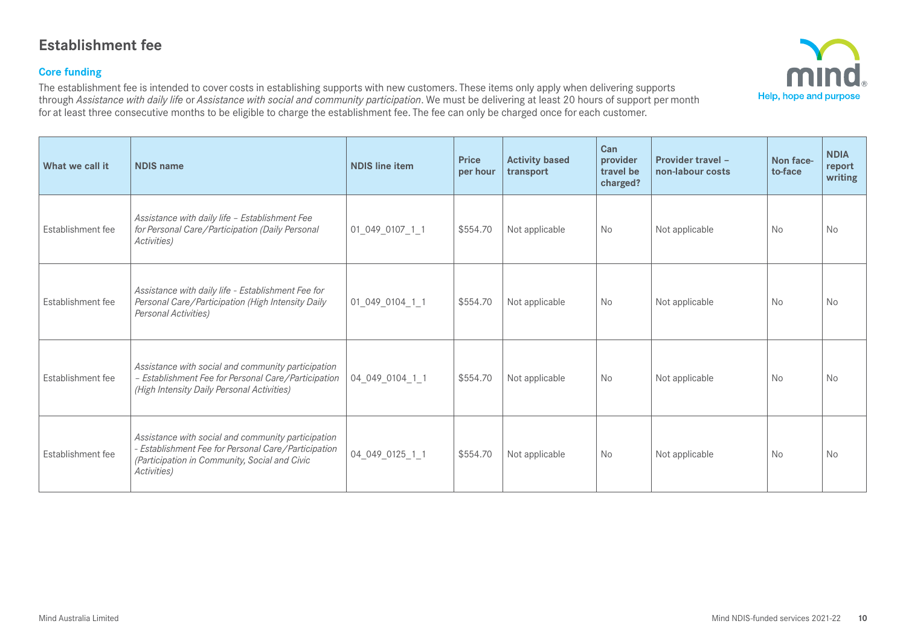# Establishment fee

## Core funding

The establishment fee is intended to cover costs in establishing supports with new customers. These items only apply when delivering supports through *Assistance with daily life* or *Assistance with social and community participation*. We must be delivering at least 20 hours of support per month for at least three consecutive months to be eligible to charge the establishment fee. The fee can only be charged once for each customer.

| What we call it | NDIS name | NDIS line item | Price per hour | Activity based transport | Can provider travel be charged? | Provider travel – non-labour costs | Non face-to-face | NDIA report writing |
|---|---|---|---|---|---|---|---|---|
| Establishment fee | *Assistance with daily life – Establishment Fee for Personal Care/Participation (Daily Personal Activities)* | 01_049_0107_1_1 | $554.70 | Not applicable | No | Not applicable | No | No |
| Establishment fee | *Assistance with daily life - Establishment Fee for Personal Care/Participation (High Intensity Daily Personal Activities)* | 01_049_0104_1_1 | $554.70 | Not applicable | No | Not applicable | No | No |
| Establishment fee | *Assistance with social and community participation – Establishment Fee for Personal Care/Participation (High Intensity Daily Personal Activities)* | 04_049_0104_1_1 | $554.70 | Not applicable | No | Not applicable | No | No |
| Establishment fee | *Assistance with social and community participation - Establishment Fee for Personal Care/Participation (Participation in Community, Social and Civic Activities)* | 04_049_0125_1_1 | $554.70 | Not applicable | No | Not applicable | No | No |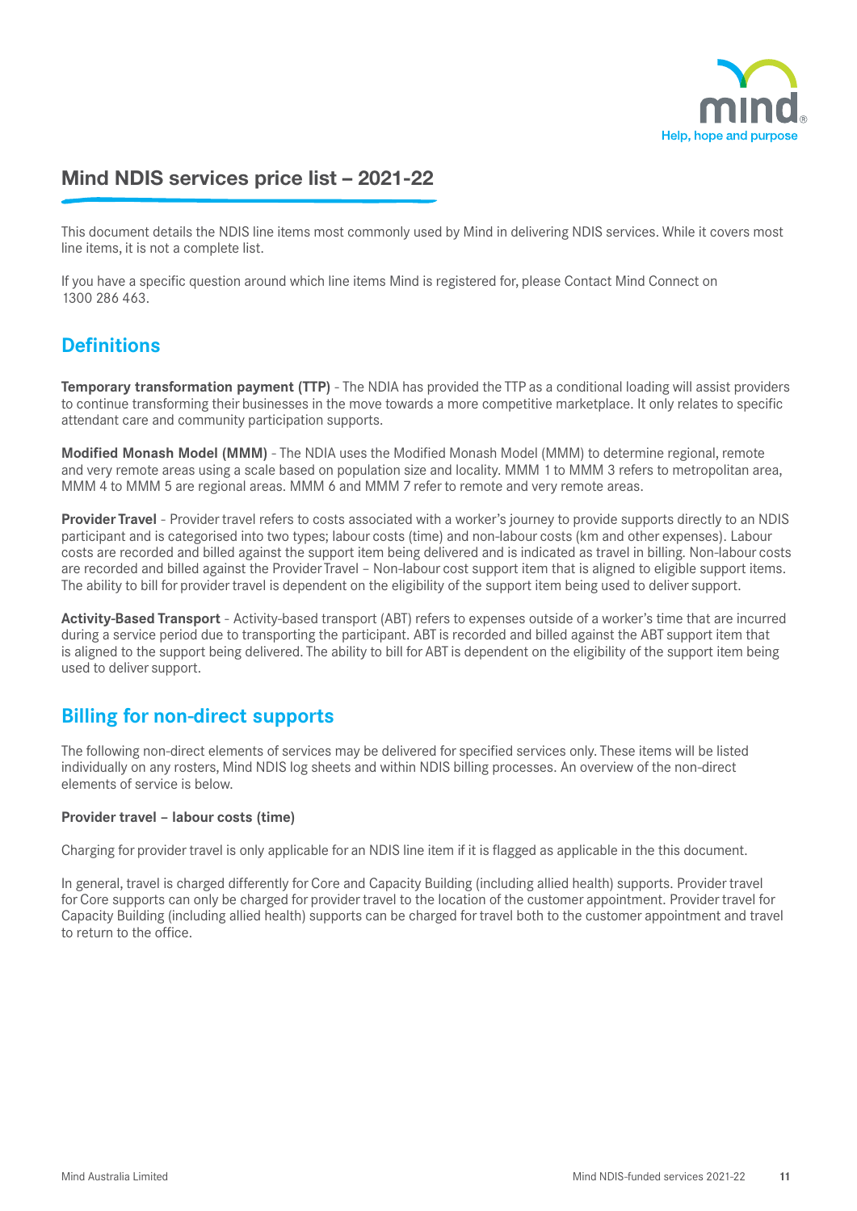# Mind NDIS services price list – 2021-22

This document details the NDIS line items most commonly used by Mind in delivering NDIS services. While it covers most line items, it is not a complete list.

If you have a specific question around which line items Mind is registered for, please Contact Mind Connect on 1300 286 463.

## Definitions

**Temporary transformation payment (TTP)** - The NDIA has provided the TTP as a conditional loading will assist providers to continue transforming their businesses in the move towards a more competitive marketplace. It only relates to specific attendant care and community participation supports.

**Modified Monash Model (MMM)** - The NDIA uses the Modified Monash Model (MMM) to determine regional, remote and very remote areas using a scale based on population size and locality. MMM 1 to MMM 3 refers to metropolitan area, MMM 4 to MMM 5 are regional areas. MMM 6 and MMM 7 refer to remote and very remote areas.

**Provider Travel** - Provider travel refers to costs associated with a worker's journey to provide supports directly to an NDIS participant and is categorised into two types; labour costs (time) and non-labour costs (km and other expenses). Labour costs are recorded and billed against the support item being delivered and is indicated as travel in billing. Non-labour costs are recorded and billed against the Provider Travel – Non-labour cost support item that is aligned to eligible support items. The ability to bill for provider travel is dependent on the eligibility of the support item being used to deliver support.

**Activity-Based Transport** - Activity-based transport (ABT) refers to expenses outside of a worker's time that are incurred during a service period due to transporting the participant. ABT is recorded and billed against the ABT support item that is aligned to the support being delivered. The ability to bill for ABT is dependent on the eligibility of the support item being used to deliver support.

## Billing for non-direct supports

The following non-direct elements of services may be delivered for specified services only. These items will be listed individually on any rosters, Mind NDIS log sheets and within NDIS billing processes. An overview of the non-direct elements of service is below.

**Provider travel – labour costs (time)**

Charging for provider travel is only applicable for an NDIS line item if it is flagged as applicable in the this document.

In general, travel is charged differently for Core and Capacity Building (including allied health) supports. Provider travel for Core supports can only be charged for provider travel to the location of the customer appointment. Provider travel for Capacity Building (including allied health) supports can be charged for travel both to the customer appointment and travel to return to the office.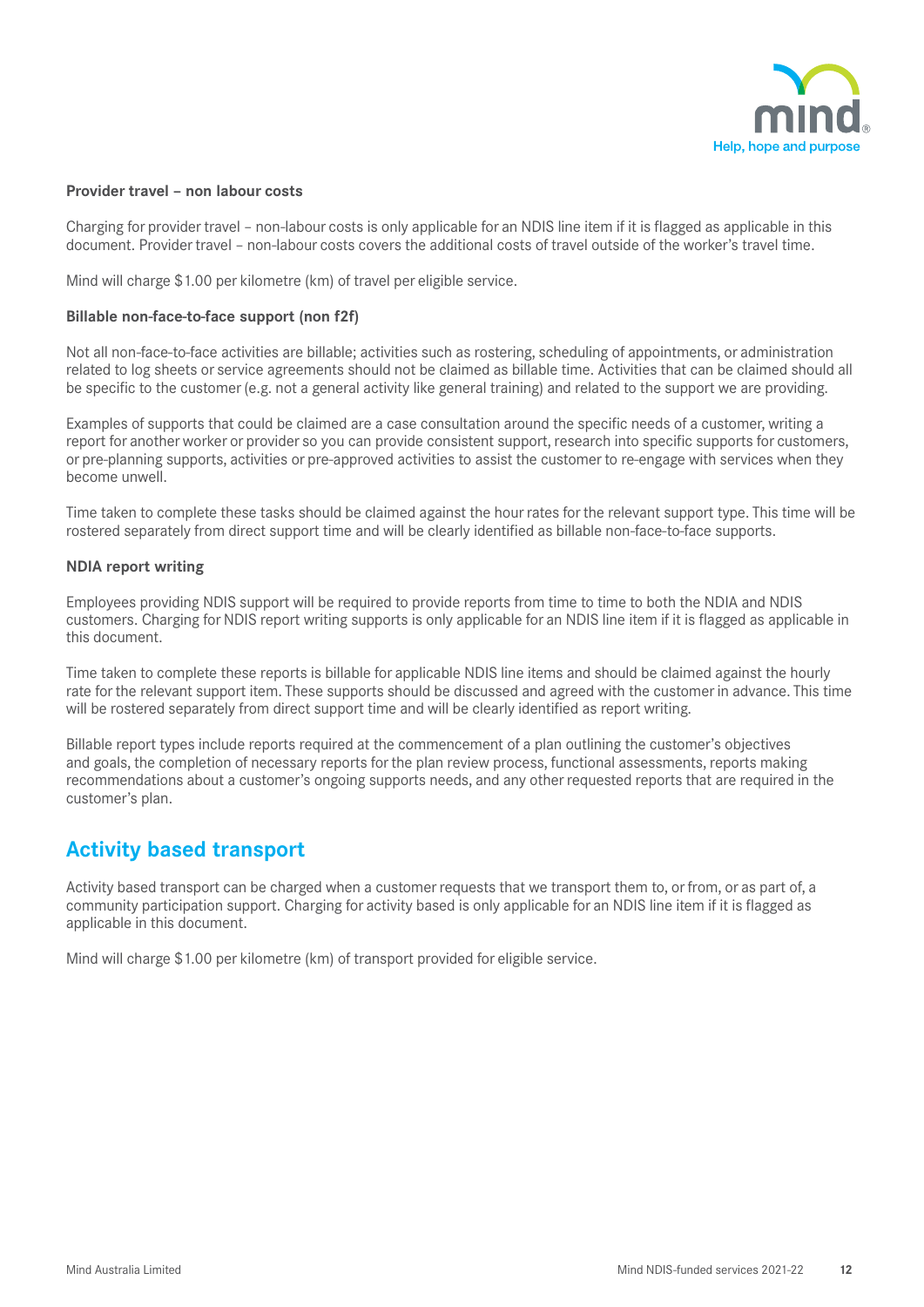**Provider travel – non labour costs**

Charging for provider travel – non-labour costs is only applicable for an NDIS line item if it is flagged as applicable in this document. Provider travel – non-labour costs covers the additional costs of travel outside of the worker's travel time.

Mind will charge $1.00 per kilometre (km) of travel per eligible service.

**Billable non-face-to-face support (non f2f)**

Not all non-face-to-face activities are billable; activities such as rostering, scheduling of appointments, or administration related to log sheets or service agreements should not be claimed as billable time. Activities that can be claimed should all be specific to the customer (e.g. not a general activity like general training) and related to the support we are providing.

Examples of supports that could be claimed are a case consultation around the specific needs of a customer, writing a report for another worker or provider so you can provide consistent support, research into specific supports for customers, or pre-planning supports, activities or pre-approved activities to assist the customer to re-engage with services when they become unwell.

Time taken to complete these tasks should be claimed against the hour rates for the relevant support type. This time will be rostered separately from direct support time and will be clearly identified as billable non-face-to-face supports.

**NDIA report writing**

Employees providing NDIS support will be required to provide reports from time to time to both the NDIA and NDIS customers. Charging for NDIS report writing supports is only applicable for an NDIS line item if it is flagged as applicable in this document.

Time taken to complete these reports is billable for applicable NDIS line items and should be claimed against the hourly rate for the relevant support item. These supports should be discussed and agreed with the customer in advance. This time will be rostered separately from direct support time and will be clearly identified as report writing.

Billable report types include reports required at the commencement of a plan outlining the customer's objectives and goals, the completion of necessary reports for the plan review process, functional assessments, reports making recommendations about a customer's ongoing supports needs, and any other requested reports that are required in the customer's plan.

## Activity based transport

Activity based transport can be charged when a customer requests that we transport them to, or from, or as part of, a community participation support. Charging for activity based is only applicable for an NDIS line item if it is flagged as applicable in this document.

Mind will charge $1.00 per kilometre (km) of transport provided for eligible service.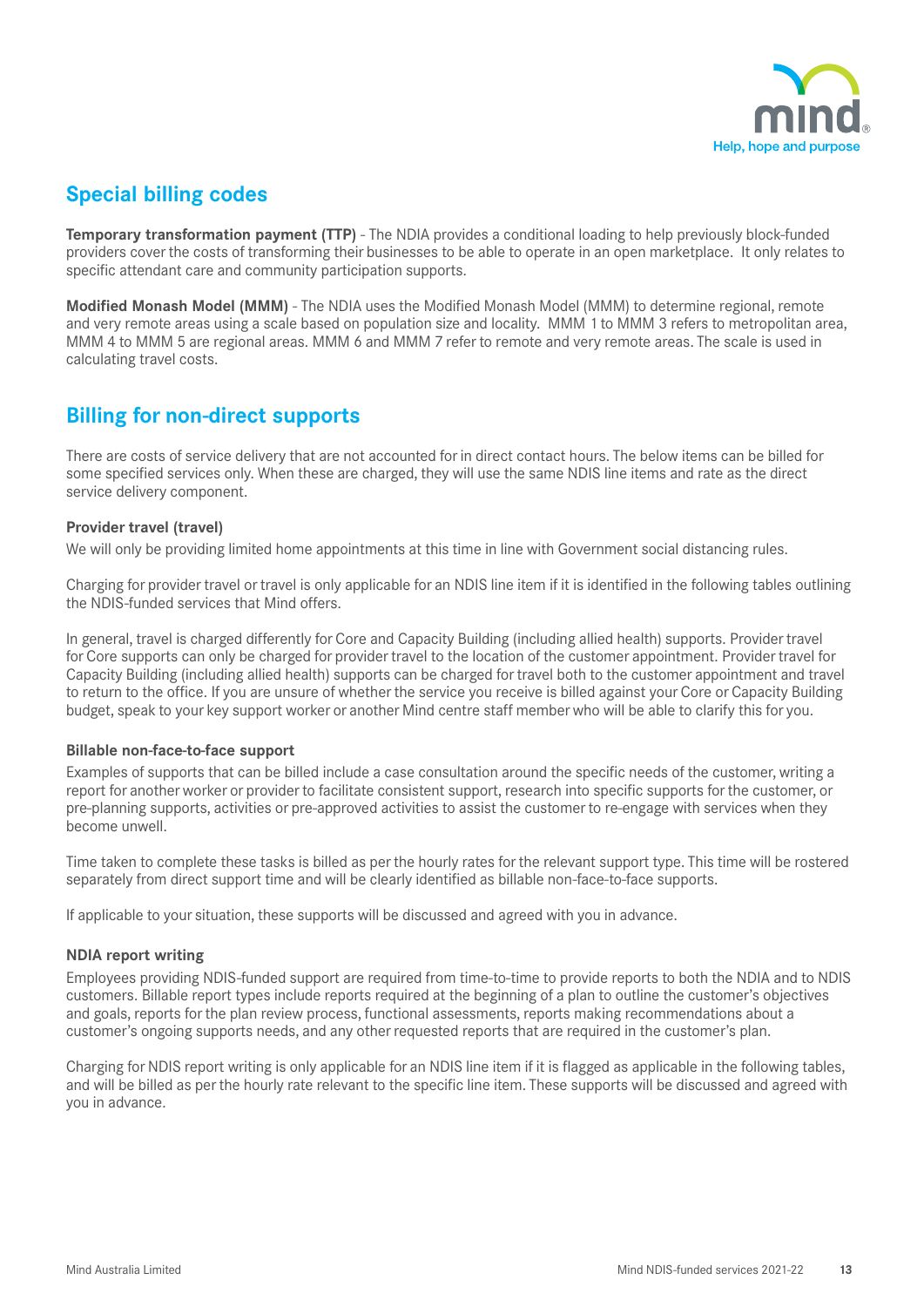## Special billing codes

**Temporary transformation payment (TTP)** - The NDIA provides a conditional loading to help previously block-funded providers cover the costs of transforming their businesses to be able to operate in an open marketplace. It only relates to specific attendant care and community participation supports.

**Modified Monash Model (MMM)** - The NDIA uses the Modified Monash Model (MMM) to determine regional, remote and very remote areas using a scale based on population size and locality. MMM 1 to MMM 3 refers to metropolitan area, MMM 4 to MMM 5 are regional areas. MMM 6 and MMM 7 refer to remote and very remote areas. The scale is used in calculating travel costs.

## Billing for non-direct supports

There are costs of service delivery that are not accounted for in direct contact hours. The below items can be billed for some specified services only. When these are charged, they will use the same NDIS line items and rate as the direct service delivery component.

### Provider travel (travel)

We will only be providing limited home appointments at this time in line with Government social distancing rules.

Charging for provider travel or travel is only applicable for an NDIS line item if it is identified in the following tables outlining the NDIS-funded services that Mind offers.

In general, travel is charged differently for Core and Capacity Building (including allied health) supports. Provider travel for Core supports can only be charged for provider travel to the location of the customer appointment. Provider travel for Capacity Building (including allied health) supports can be charged for travel both to the customer appointment and travel to return to the office. If you are unsure of whether the service you receive is billed against your Core or Capacity Building budget, speak to your key support worker or another Mind centre staff member who will be able to clarify this for you.

### Billable non-face-to-face support

Examples of supports that can be billed include a case consultation around the specific needs of the customer, writing a report for another worker or provider to facilitate consistent support, research into specific supports for the customer, or pre-planning supports, activities or pre-approved activities to assist the customer to re-engage with services when they become unwell.

Time taken to complete these tasks is billed as per the hourly rates for the relevant support type. This time will be rostered separately from direct support time and will be clearly identified as billable non-face-to-face supports.

If applicable to your situation, these supports will be discussed and agreed with you in advance.

### NDIA report writing

Employees providing NDIS-funded support are required from time-to-time to provide reports to both the NDIA and to NDIS customers. Billable report types include reports required at the beginning of a plan to outline the customer's objectives and goals, reports for the plan review process, functional assessments, reports making recommendations about a customer's ongoing supports needs, and any other requested reports that are required in the customer's plan.

Charging for NDIS report writing is only applicable for an NDIS line item if it is flagged as applicable in the following tables, and will be billed as per the hourly rate relevant to the specific line item. These supports will be discussed and agreed with you in advance.